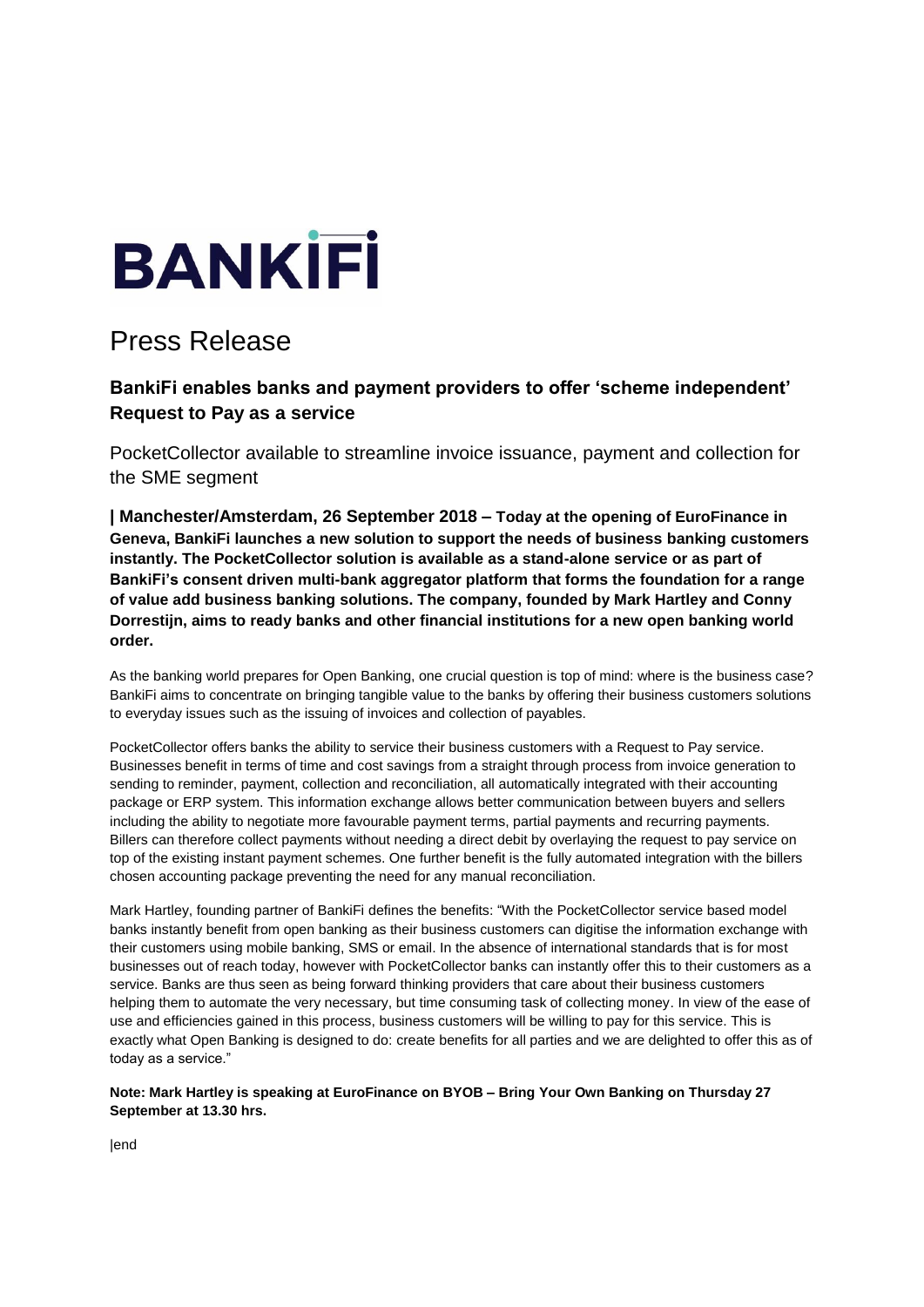# BANKIFI

# Press Release

## BankiFi enables banks and payment providers to offer 'scheme independent' Request to Pay as a service

PocketCollector available to streamline invoice issuance, payment and collection for the SME segment

**| Manchester/Amsterdam, 26 September 2018 – Today at the opening of EuroFinance in Geneva, BankiFi launches a new solution to support the needs of business banking customers instantly. The PocketCollector solution is available as a stand-alone service or as part of BankiFi's consent driven multi-bank aggregator platform that forms the foundation for a range of value add business banking solutions. The company, founded by Mark Hartley and Conny Dorrestijn, aims to ready banks and other financial institutions for a new open banking world order.**

As the banking world prepares for Open Banking, one crucial question is top of mind: where is the business case? BankiFi aims to concentrate on bringing tangible value to the banks by offering their business customers solutions to everyday issues such as the issuing of invoices and collection of payables.

PocketCollector offers banks the ability to service their business customers with a Request to Pay service. Businesses benefit in terms of time and cost savings from a straight through process from invoice generation to sending to reminder, payment, collection and reconciliation, all automatically integrated with their accounting package or ERP system. This information exchange allows better communication between buyers and sellers including the ability to negotiate more favourable payment terms, partial payments and recurring payments. Billers can therefore collect payments without needing a direct debit by overlaying the request to pay service on top of the existing instant payment schemes. One further benefit is the fully automated integration with the billers chosen accounting package preventing the need for any manual reconciliation.

Mark Hartley, founding partner of BankiFi defines the benefits: "With the PocketCollector service based model banks instantly benefit from open banking as their business customers can digitise the information exchange with their customers using mobile banking, SMS or email. In the absence of international standards that is for most businesses out of reach today, however with PocketCollector banks can instantly offer this to their customers as a service. Banks are thus seen as being forward thinking providers that care about their business customers helping them to automate the very necessary, but time consuming task of collecting money. In view of the ease of use and efficiencies gained in this process, business customers will be willing to pay for this service. This is exactly what Open Banking is designed to do: create benefits for all parties and we are delighted to offer this as of today as a service."

**Note: Mark Hartley is speaking at EuroFinance on BYOB – Bring Your Own Banking on Thursday 27 September at 13.30 hrs.**

|end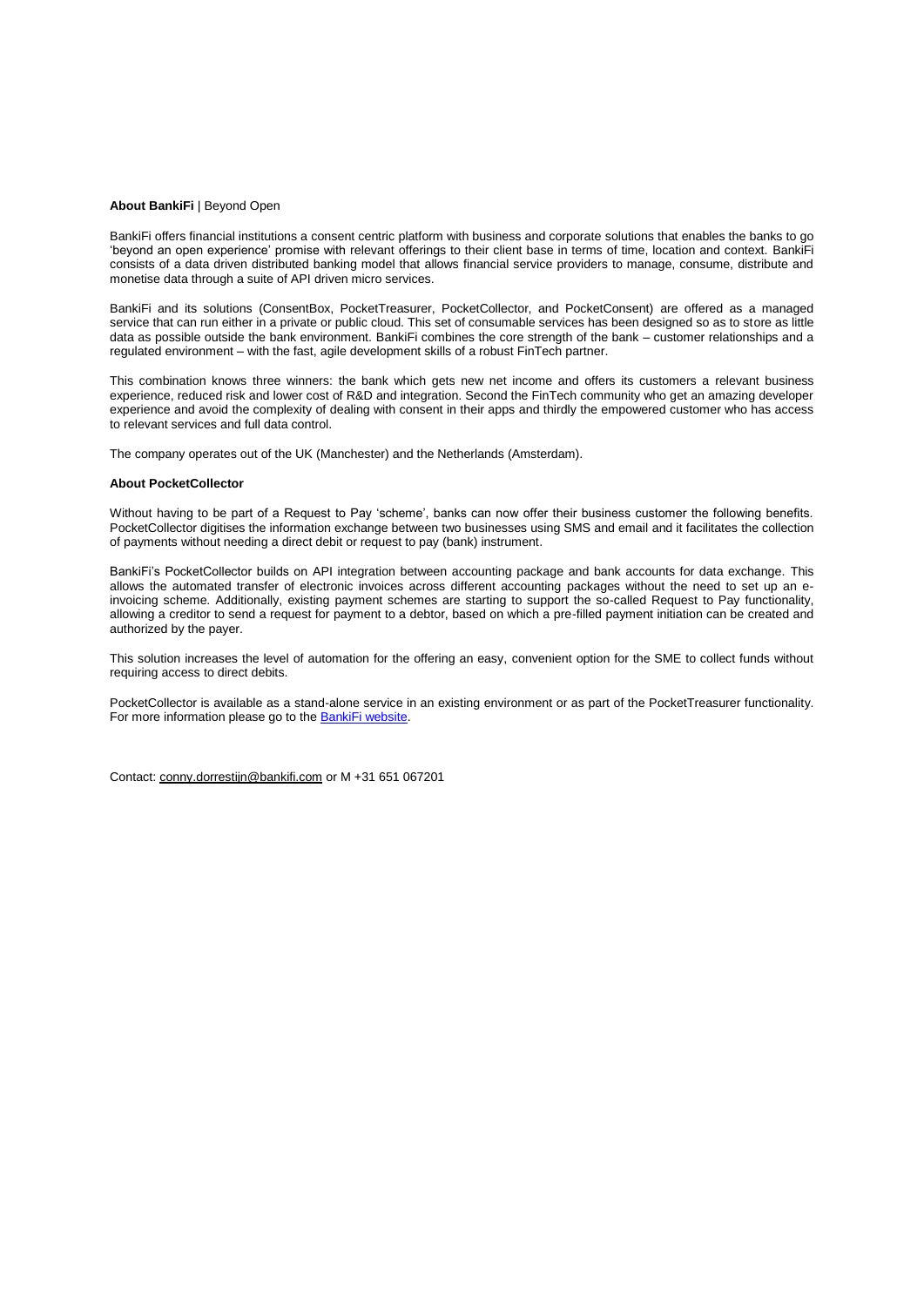**About BankiFi** | Beyond Open

BankiFi offers financial institutions a consent centric platform with business and corporate solutions that enables the banks to go 'beyond an open experience' promise with relevant offerings to their client base in terms of time, location and context. BankiFi consists of a data driven distributed banking model that allows financial service providers to manage, consume, distribute and monetise data through a suite of API driven micro services.

BankiFi and its solutions (ConsentBox, PocketTreasurer, PocketCollector, and PocketConsent) are offered as a managed service that can run either in a private or public cloud. This set of consumable services has been designed so as to store as little data as possible outside the bank environment. BankiFi combines the core strength of the bank – customer relationships and a regulated environment – with the fast, agile development skills of a robust FinTech partner.

This combination knows three winners: the bank which gets new net income and offers its customers a relevant business experience, reduced risk and lower cost of R&D and integration. Second the FinTech community who get an amazing developer experience and avoid the complexity of dealing with consent in their apps and thirdly the empowered customer who has access to relevant services and full data control.

The company operates out of the UK (Manchester) and the Netherlands (Amsterdam).

**About PocketCollector**

Without having to be part of a Request to Pay 'scheme', banks can now offer their business customer the following benefits. PocketCollector digitises the information exchange between two businesses using SMS and email and it facilitates the collection of payments without needing a direct debit or request to pay (bank) instrument.

BankiFi's PocketCollector builds on API integration between accounting package and bank accounts for data exchange. This allows the automated transfer of electronic invoices across different accounting packages without the need to set up an e-invoicing scheme. Additionally, existing payment schemes are starting to support the so-called Request to Pay functionality, allowing a creditor to send a request for payment to a debtor, based on which a pre-filled payment initiation can be created and authorized by the payer.

This solution increases the level of automation for the offering an easy, convenient option for the SME to collect funds without requiring access to direct debits.

PocketCollector is available as a stand-alone service in an existing environment or as part of the PocketTreasurer functionality. For more information please go to the BankiFi website.

Contact: conny.dorrestijn@bankifi.com or M +31 651 067201